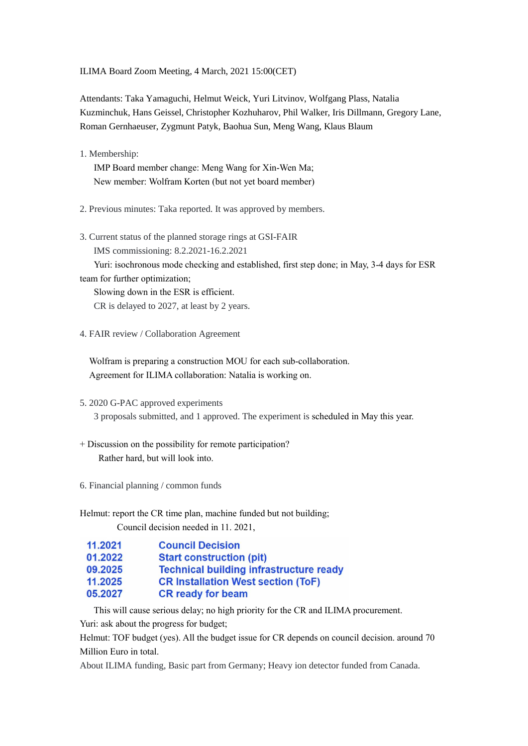ILIMA Board Zoom Meeting, 4 March, 2021 15:00(CET)

Attendants: Taka Yamaguchi, Helmut Weick, Yuri Litvinov, Wolfgang Plass, Natalia Kuzminchuk, Hans Geissel, Christopher Kozhuharov, Phil Walker, Iris Dillmann, Gregory Lane, Roman Gernhaeuser, Zygmunt Patyk, Baohua Sun, Meng Wang, Klaus Blaum

1. Membership:
   IMP Board member change: Meng Wang for Xin-Wen Ma;
   New member: Wolfram Korten (but not yet board member)

2. Previous minutes: Taka reported. It was approved by members.

3. Current status of the planned storage rings at GSI-FAIR
   IMS commissioning: 8.2.2021-16.2.2021
   Yuri: isochronous mode checking and established, first step done; in May, 3-4 days for ESR team for further optimization;
   Slowing down in the ESR is efficient.
   CR is delayed to 2027, at least by 2 years.

4. FAIR review / Collaboration Agreement

   Wolfram is preparing a construction MOU for each sub-collaboration.
   Agreement for ILIMA collaboration: Natalia is working on.

5. 2020 G-PAC approved experiments
   3 proposals submitted, and 1 approved. The experiment is scheduled in May this year.

+ Discussion on the possibility for remote participation?
   Rather hard, but will look into.

6. Financial planning / common funds

Helmut: report the CR time plan, machine funded but not building;
   Council decision needed in 11. 2021,

| | |
|---|---|
| **11.2021** | **Council Decision** |
| **01.2022** | **Start construction (pit)** |
| **09.2025** | **Technical building infrastructure ready** |
| **11.2025** | **CR Installation West section (ToF)** |
| **05.2027** | **CR ready for beam** |

   This will cause serious delay; no high priority for the CR and ILIMA procurement.
Yuri: ask about the progress for budget;
Helmut: TOF budget (yes). All the budget issue for CR depends on council decision. around 70 Million Euro in total.
About ILIMA funding, Basic part from Germany; Heavy ion detector funded from Canada.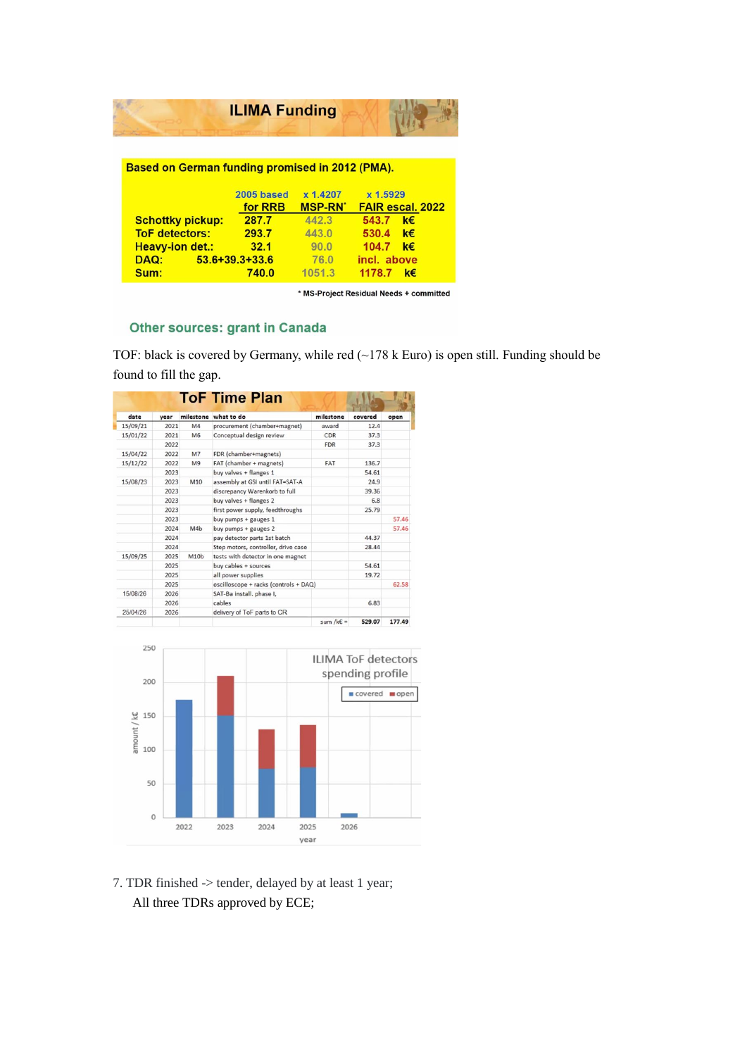## ILIMA Funding

**Based on German funding promised in 2012 (PMA).**

| | 2005 based for RRB | x 1.4207 MSP-RN* | x 1.5929 FAIR escal. 2022 | |
|---|---|---|---|---|
| Schottky pickup: | 287.7 | 442.3 | 543.7 | k€ |
| ToF detectors: | 293.7 | 443.0 | 530.4 | k€ |
| Heavy-ion det.: | 32.1 | 90.0 | 104.7 | k€ |
| DAQ: | 53.6+39.3+33.6 | 76.0 | incl. above | |
| Sum: | 740.0 | 1051.3 | 1178.7 | k€ |

\* MS-Project Residual Needs + committed

Other sources: grant in Canada

TOF: black is covered by Germany, while red (~178 k Euro) is open still. Funding should be found to fill the gap.

## ToF Time Plan

| date | year | milestone | what to do | milestone | covered | open |
|---|---|---|---|---|---|---|
| 15/09/21 | 2021 | M4 | procurement (chamber+magnet) | award | 12.4 | |
| 15/01/22 | 2021 | M6 | Conceptual design review | CDR | 37.3 | |
| | 2022 | | | FDR | 37.3 | |
| 15/04/22 | 2022 | M7 | FDR (chamber+magnets) | | | |
| 15/12/22 | 2022 | M9 | FAT (chamber + magnets) | FAT | 136.7 | |
| | 2023 | | buy valves + flanges 1 | | 54.61 | |
| 15/08/23 | 2023 | M10 | assembly at GSI until FAT=SAT-A | | 24.9 | |
| | 2023 | | discrepancy Warenkorb to full | | 39.36 | |
| | 2023 | | buy valves + flanges 2 | | 6.8 | |
| | 2023 | | first power supply, feedthroughs | | 25.79 | |
| | 2023 | | buy pumps + gauges 1 | | | 57.46 |
| | 2024 | M4b | buy pumps + gauges 2 | | | 57.46 |
| | 2024 | | pay detector parts 1st batch | | 44.37 | |
| | 2024 | | Step motors, controller, drive case | | 28.44 | |
| 15/09/25 | 2025 | M10b | tests with detector in one magnet | | | |
| | 2025 | | buy cables + sources | | 54.61 | |
| | 2025 | | all power supplies | | 19.72 | |
| | 2025 | | oscilloscope + racks (controls + DAQ) | | | 62.58 |
| 15/08/26 | 2026 | | SAT-Ba install. phase I, | | | |
| | 2026 | | cables | | 6.83 | |
| 25/04/26 | 2026 | | delivery of ToF parts to CR | | | |
| | | | | sum /k€ = | 529.07 | 177.49 |

ILIMA ToF detectors spending profile

7. TDR finished -> tender, delayed by at least 1 year;
   All three TDRs approved by ECE;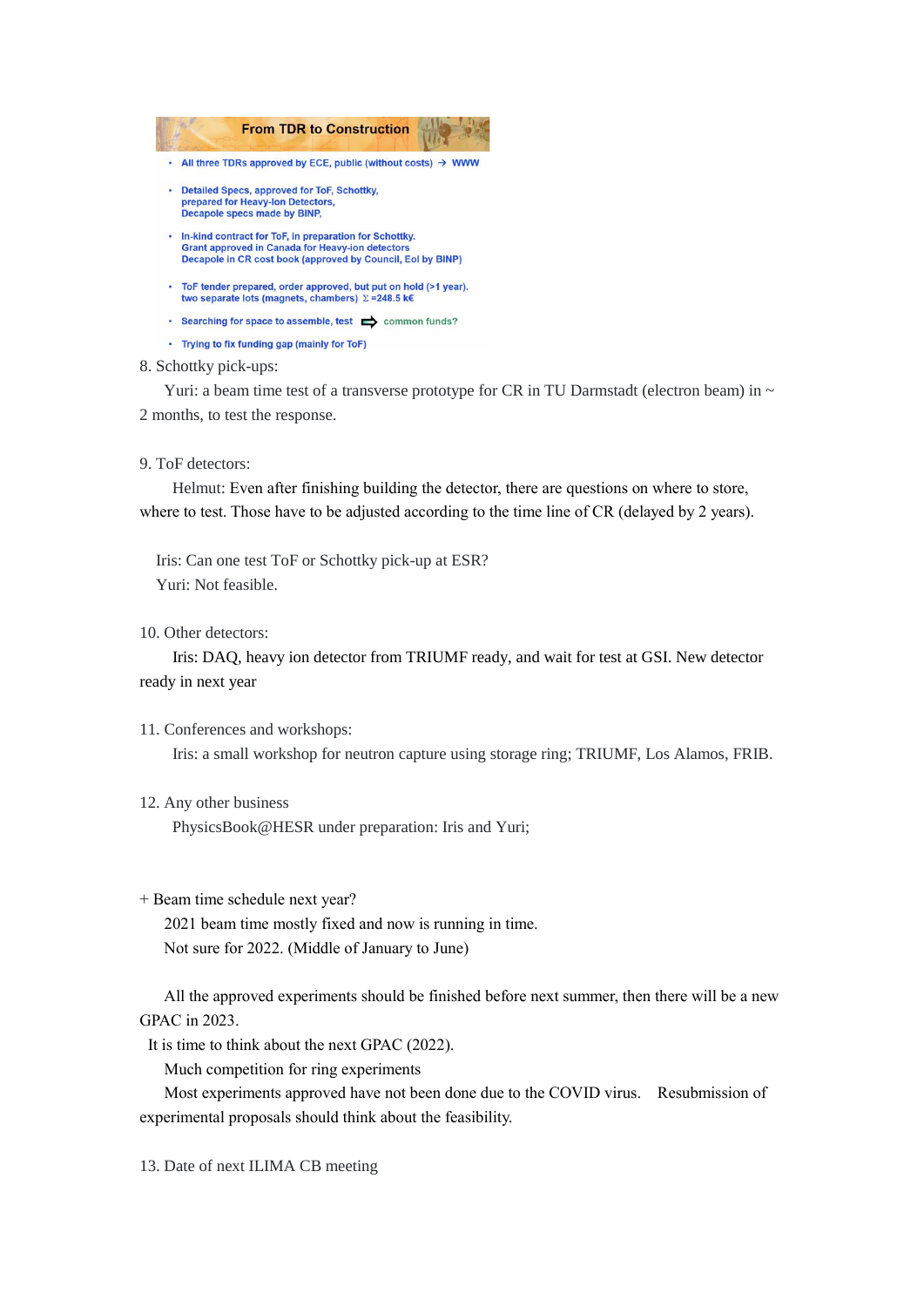**From TDR to Construction**

- All three TDRs approved by ECE, public (without costs) → WWW
- Detailed Specs, approved for ToF, Schottky, prepared for Heavy-Ion Detectors, Decapole specs made by BINP,
- In-kind contract for ToF, in preparation for Schottky. Grant approved in Canada for Heavy-ion detectors Decapole in CR cost book (approved by Council, EoI by BINP)
- ToF tender prepared, order approved, but put on hold (>1 year). two separate lots (magnets, chambers) $\Sigma$ =248.5 k€
- Searching for space to assemble, test ⇨ common funds?
- Trying to fix funding gap (mainly for ToF)

8. Schottky pick-ups:

Yuri: a beam time test of a transverse prototype for CR in TU Darmstadt (electron beam) in ~ 2 months, to test the response.

9. ToF detectors:

Helmut: Even after finishing building the detector, there are questions on where to store, where to test. Those have to be adjusted according to the time line of CR (delayed by 2 years).

Iris: Can one test ToF or Schottky pick-up at ESR?
Yuri: Not feasible.

10. Other detectors:

Iris: DAQ, heavy ion detector from TRIUMF ready, and wait for test at GSI. New detector ready in next year

11. Conferences and workshops:

Iris: a small workshop for neutron capture using storage ring; TRIUMF, Los Alamos, FRIB.

12. Any other business

PhysicsBook@HESR under preparation: Iris and Yuri;

+ Beam time schedule next year?

2021 beam time mostly fixed and now is running in time.
Not sure for 2022. (Middle of January to June)

All the approved experiments should be finished before next summer, then there will be a new GPAC in 2023.
It is time to think about the next GPAC (2022).
Much competition for ring experiments
Most experiments approved have not been done due to the COVID virus. Resubmission of experimental proposals should think about the feasibility.

13. Date of next ILIMA CB meeting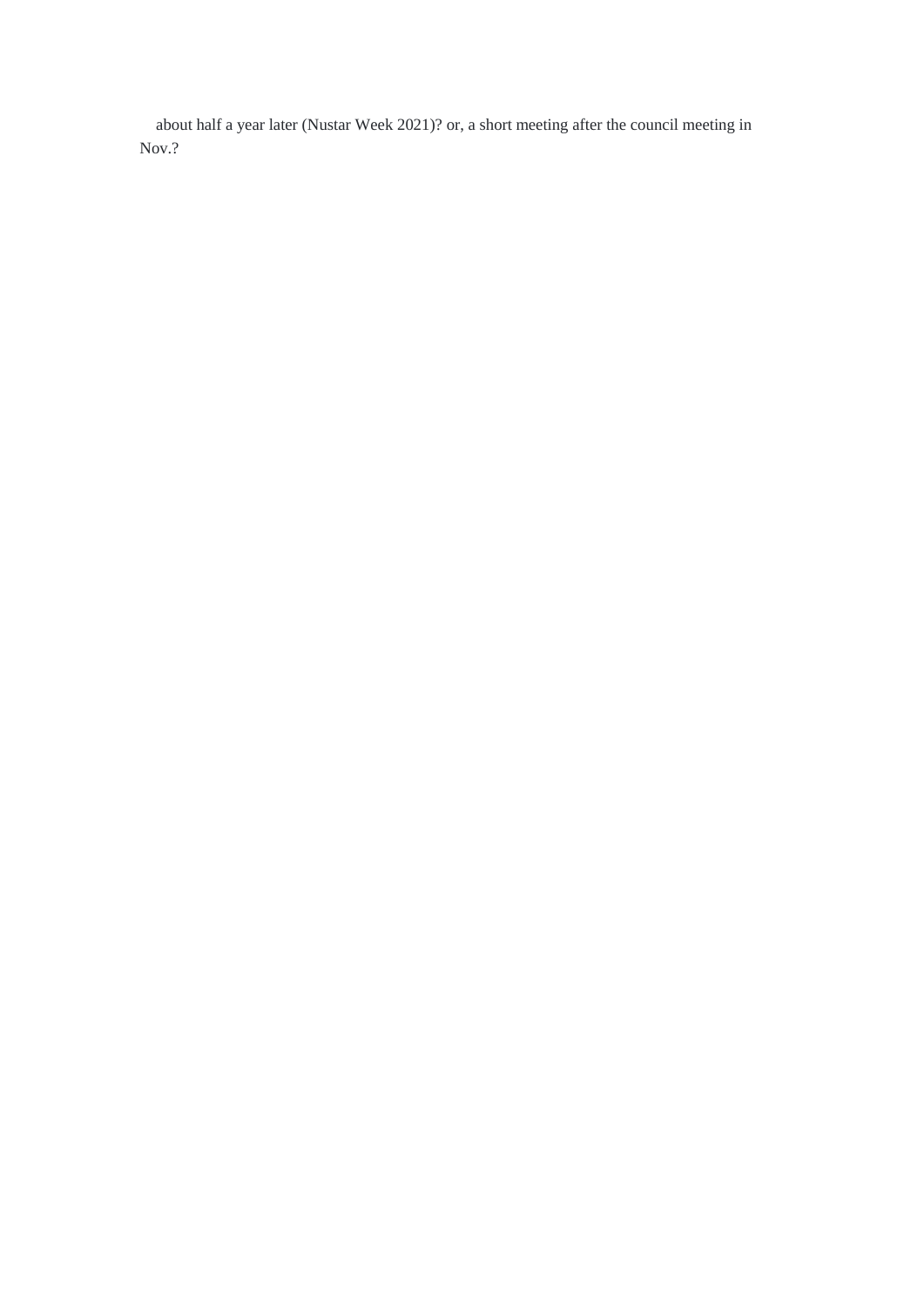about half a year later (Nustar Week 2021)? or, a short meeting after the council meeting in Nov.?